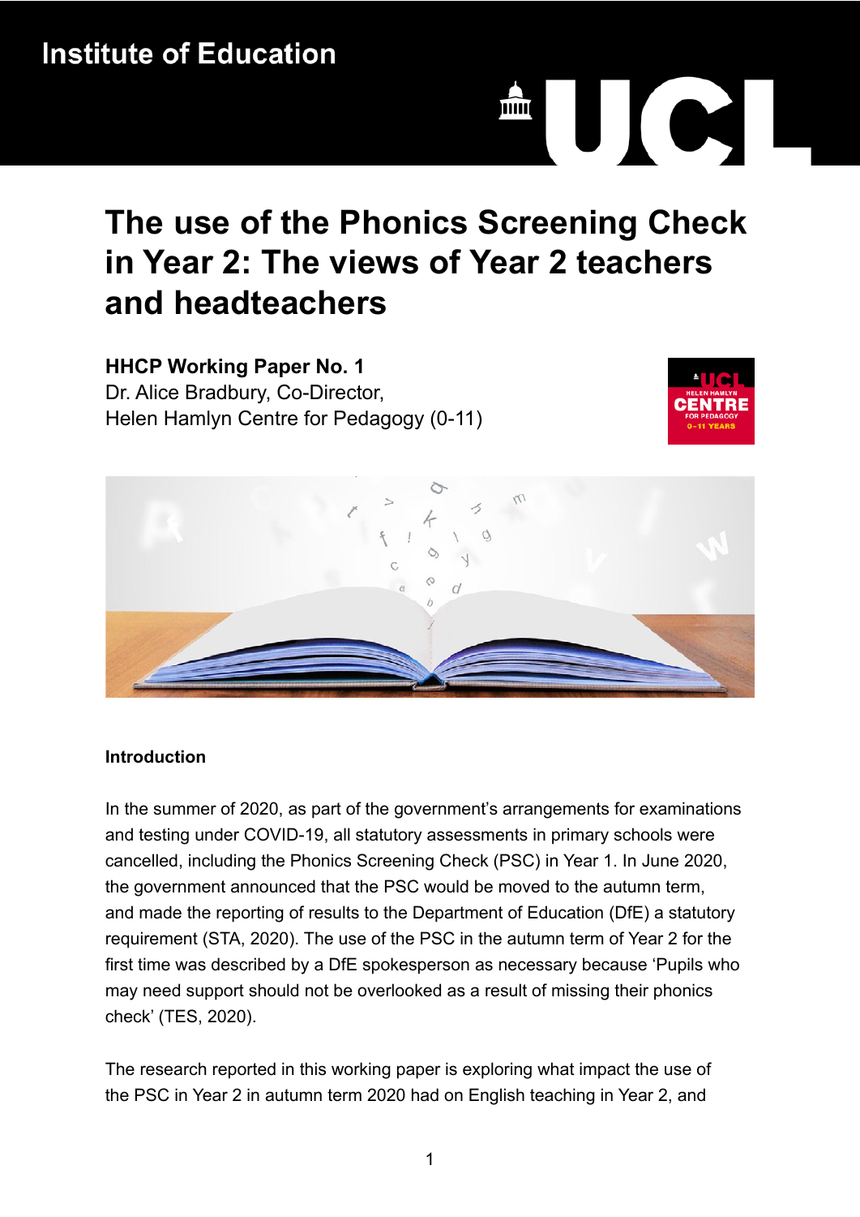Institute of Education

# The use of the Phonics Screening Check in Year 2: The views of Year 2 teachers and headteachers

**HHCP Working Paper No. 1**
Dr. Alice Bradbury, Co-Director,
Helen Hamlyn Centre for Pedagogy (0-11)

## Introduction

In the summer of 2020, as part of the government's arrangements for examinations and testing under COVID-19, all statutory assessments in primary schools were cancelled, including the Phonics Screening Check (PSC) in Year 1. In June 2020, the government announced that the PSC would be moved to the autumn term, and made the reporting of results to the Department of Education (DfE) a statutory requirement (STA, 2020). The use of the PSC in the autumn term of Year 2 for the first time was described by a DfE spokesperson as necessary because 'Pupils who may need support should not be overlooked as a result of missing their phonics check' (TES, 2020).

The research reported in this working paper is exploring what impact the use of the PSC in Year 2 in autumn term 2020 had on English teaching in Year 2, and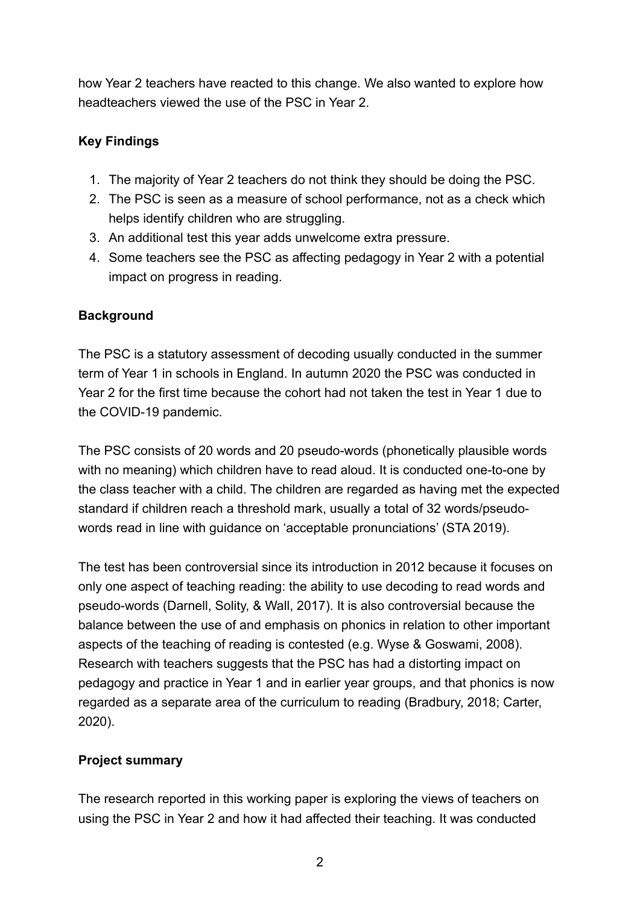how Year 2 teachers have reacted to this change. We also wanted to explore how headteachers viewed the use of the PSC in Year 2.

**Key Findings**

1. The majority of Year 2 teachers do not think they should be doing the PSC.
2. The PSC is seen as a measure of school performance, not as a check which helps identify children who are struggling.
3. An additional test this year adds unwelcome extra pressure.
4. Some teachers see the PSC as affecting pedagogy in Year 2 with a potential impact on progress in reading.

**Background**

The PSC is a statutory assessment of decoding usually conducted in the summer term of Year 1 in schools in England. In autumn 2020 the PSC was conducted in Year 2 for the first time because the cohort had not taken the test in Year 1 due to the COVID-19 pandemic.

The PSC consists of 20 words and 20 pseudo-words (phonetically plausible words with no meaning) which children have to read aloud. It is conducted one-to-one by the class teacher with a child. The children are regarded as having met the expected standard if children reach a threshold mark, usually a total of 32 words/pseudo-words read in line with guidance on 'acceptable pronunciations' (STA 2019).

The test has been controversial since its introduction in 2012 because it focuses on only one aspect of teaching reading: the ability to use decoding to read words and pseudo-words (Darnell, Solity, & Wall, 2017). It is also controversial because the balance between the use of and emphasis on phonics in relation to other important aspects of the teaching of reading is contested (e.g. Wyse & Goswami, 2008). Research with teachers suggests that the PSC has had a distorting impact on pedagogy and practice in Year 1 and in earlier year groups, and that phonics is now regarded as a separate area of the curriculum to reading (Bradbury, 2018; Carter, 2020).

**Project summary**

The research reported in this working paper is exploring the views of teachers on using the PSC in Year 2 and how it had affected their teaching. It was conducted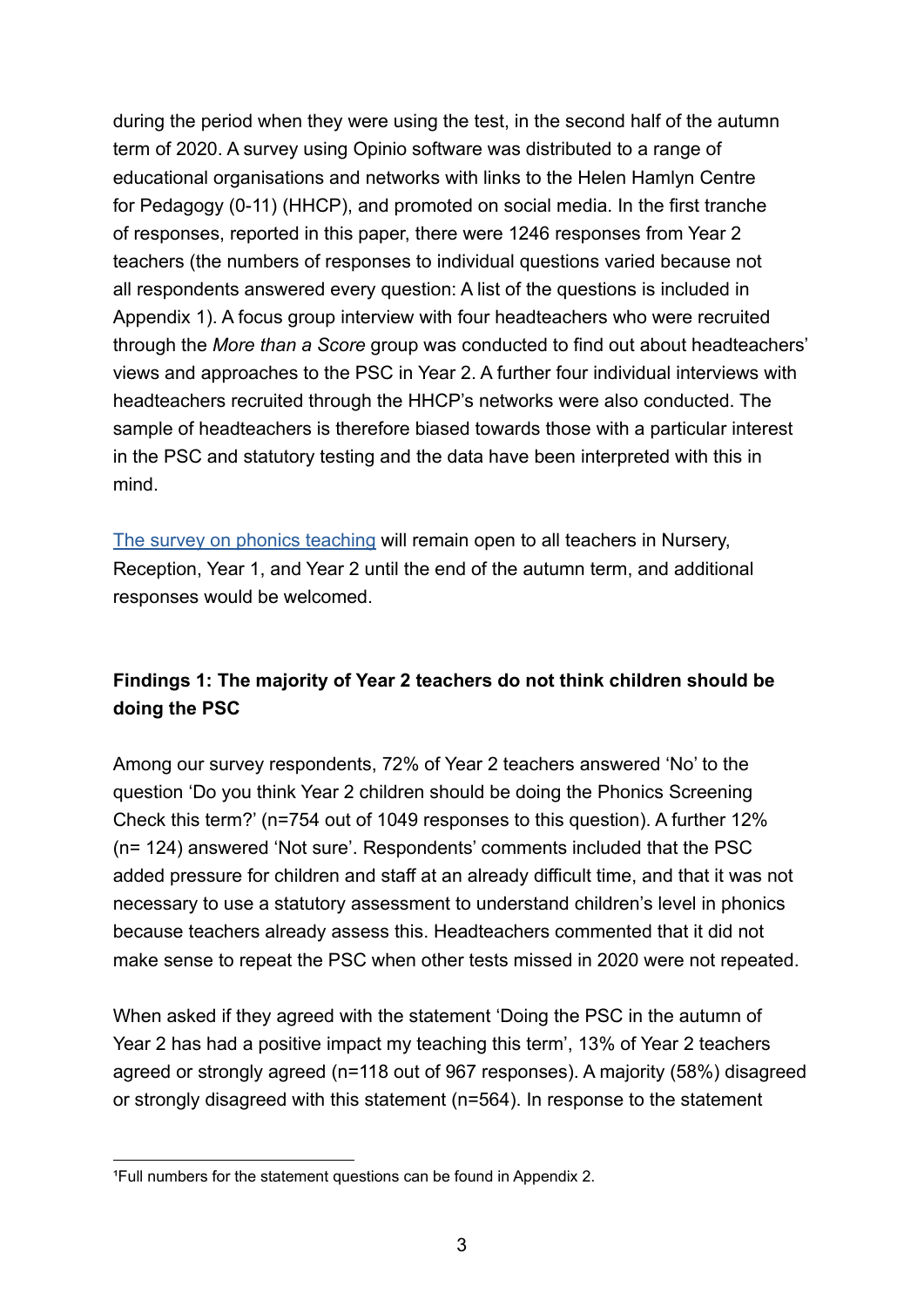during the period when they were using the test, in the second half of the autumn term of 2020. A survey using Opinio software was distributed to a range of educational organisations and networks with links to the Helen Hamlyn Centre for Pedagogy (0-11) (HHCP), and promoted on social media. In the first tranche of responses, reported in this paper, there were 1246 responses from Year 2 teachers (the numbers of responses to individual questions varied because not all respondents answered every question: A list of the questions is included in Appendix 1). A focus group interview with four headteachers who were recruited through the *More than a Score* group was conducted to find out about headteachers' views and approaches to the PSC in Year 2. A further four individual interviews with headteachers recruited through the HHCP's networks were also conducted. The sample of headteachers is therefore biased towards those with a particular interest in the PSC and statutory testing and the data have been interpreted with this in mind.

[The survey on phonics teaching] will remain open to all teachers in Nursery, Reception, Year 1, and Year 2 until the end of the autumn term, and additional responses would be welcomed.

## Findings 1: The majority of Year 2 teachers do not think children should be doing the PSC

Among our survey respondents, 72% of Year 2 teachers answered 'No' to the question 'Do you think Year 2 children should be doing the Phonics Screening Check this term?' (n=754 out of 1049 responses to this question). A further 12% (n= 124) answered 'Not sure'. Respondents' comments included that the PSC added pressure for children and staff at an already difficult time, and that it was not necessary to use a statutory assessment to understand children's level in phonics because teachers already assess this. Headteachers commented that it did not make sense to repeat the PSC when other tests missed in 2020 were not repeated.

When asked if they agreed with the statement 'Doing the PSC in the autumn of Year 2 has had a positive impact my teaching this term', 13% of Year 2 teachers agreed or strongly agreed (n=118 out of 967 responses). A majority (58%) disagreed or strongly disagreed with this statement (n=564). In response to the statement

[1] Full numbers for the statement questions can be found in Appendix 2.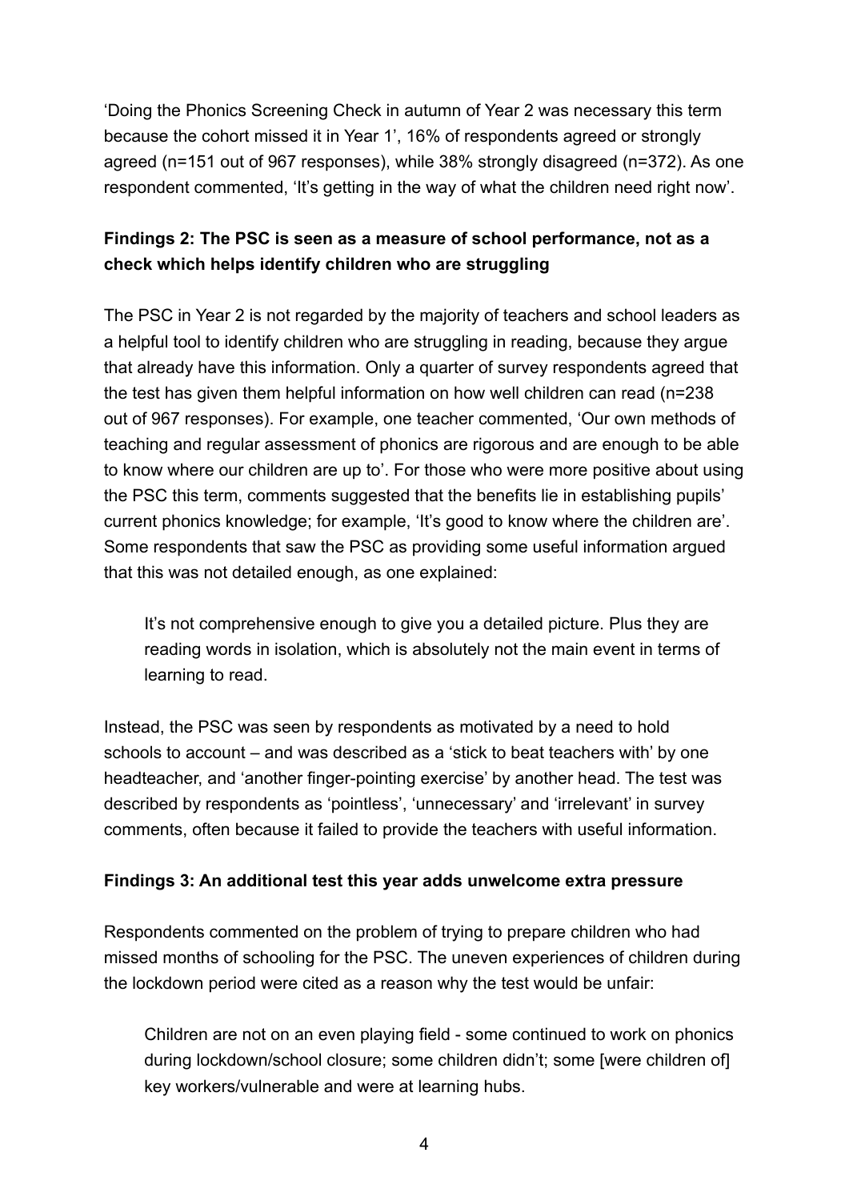'Doing the Phonics Screening Check in autumn of Year 2 was necessary this term because the cohort missed it in Year 1', 16% of respondents agreed or strongly agreed (n=151 out of 967 responses), while 38% strongly disagreed (n=372). As one respondent commented, 'It's getting in the way of what the children need right now'.

**Findings 2: The PSC is seen as a measure of school performance, not as a check which helps identify children who are struggling**

The PSC in Year 2 is not regarded by the majority of teachers and school leaders as a helpful tool to identify children who are struggling in reading, because they argue that already have this information. Only a quarter of survey respondents agreed that the test has given them helpful information on how well children can read (n=238 out of 967 responses). For example, one teacher commented, 'Our own methods of teaching and regular assessment of phonics are rigorous and are enough to be able to know where our children are up to'. For those who were more positive about using the PSC this term, comments suggested that the benefits lie in establishing pupils' current phonics knowledge; for example, 'It's good to know where the children are'. Some respondents that saw the PSC as providing some useful information argued that this was not detailed enough, as one explained:

> It's not comprehensive enough to give you a detailed picture. Plus they are reading words in isolation, which is absolutely not the main event in terms of learning to read.

Instead, the PSC was seen by respondents as motivated by a need to hold schools to account – and was described as a 'stick to beat teachers with' by one headteacher, and 'another finger-pointing exercise' by another head. The test was described by respondents as 'pointless', 'unnecessary' and 'irrelevant' in survey comments, often because it failed to provide the teachers with useful information.

**Findings 3: An additional test this year adds unwelcome extra pressure**

Respondents commented on the problem of trying to prepare children who had missed months of schooling for the PSC. The uneven experiences of children during the lockdown period were cited as a reason why the test would be unfair:

> Children are not on an even playing field - some continued to work on phonics during lockdown/school closure; some children didn't; some [were children of] key workers/vulnerable and were at learning hubs.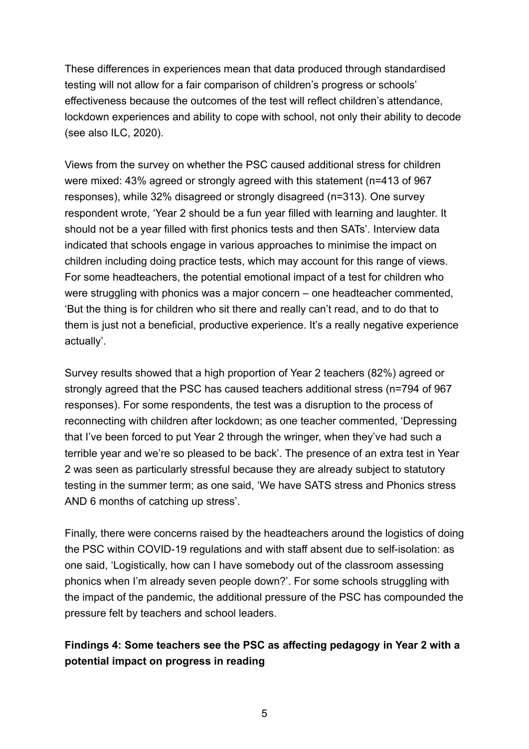These differences in experiences mean that data produced through standardised testing will not allow for a fair comparison of children's progress or schools' effectiveness because the outcomes of the test will reflect children's attendance, lockdown experiences and ability to cope with school, not only their ability to decode (see also ILC, 2020).

Views from the survey on whether the PSC caused additional stress for children were mixed: 43% agreed or strongly agreed with this statement (n=413 of 967 responses), while 32% disagreed or strongly disagreed (n=313). One survey respondent wrote, 'Year 2 should be a fun year filled with learning and laughter. It should not be a year filled with first phonics tests and then SATs'. Interview data indicated that schools engage in various approaches to minimise the impact on children including doing practice tests, which may account for this range of views. For some headteachers, the potential emotional impact of a test for children who were struggling with phonics was a major concern – one headteacher commented, 'But the thing is for children who sit there and really can't read, and to do that to them is just not a beneficial, productive experience. It's a really negative experience actually'.

Survey results showed that a high proportion of Year 2 teachers (82%) agreed or strongly agreed that the PSC has caused teachers additional stress (n=794 of 967 responses). For some respondents, the test was a disruption to the process of reconnecting with children after lockdown; as one teacher commented, 'Depressing that I've been forced to put Year 2 through the wringer, when they've had such a terrible year and we're so pleased to be back'. The presence of an extra test in Year 2 was seen as particularly stressful because they are already subject to statutory testing in the summer term; as one said, 'We have SATS stress and Phonics stress AND 6 months of catching up stress'.

Finally, there were concerns raised by the headteachers around the logistics of doing the PSC within COVID-19 regulations and with staff absent due to self-isolation: as one said, 'Logistically, how can I have somebody out of the classroom assessing phonics when I'm already seven people down?'. For some schools struggling with the impact of the pandemic, the additional pressure of the PSC has compounded the pressure felt by teachers and school leaders.

**Findings 4: Some teachers see the PSC as affecting pedagogy in Year 2 with a potential impact on progress in reading**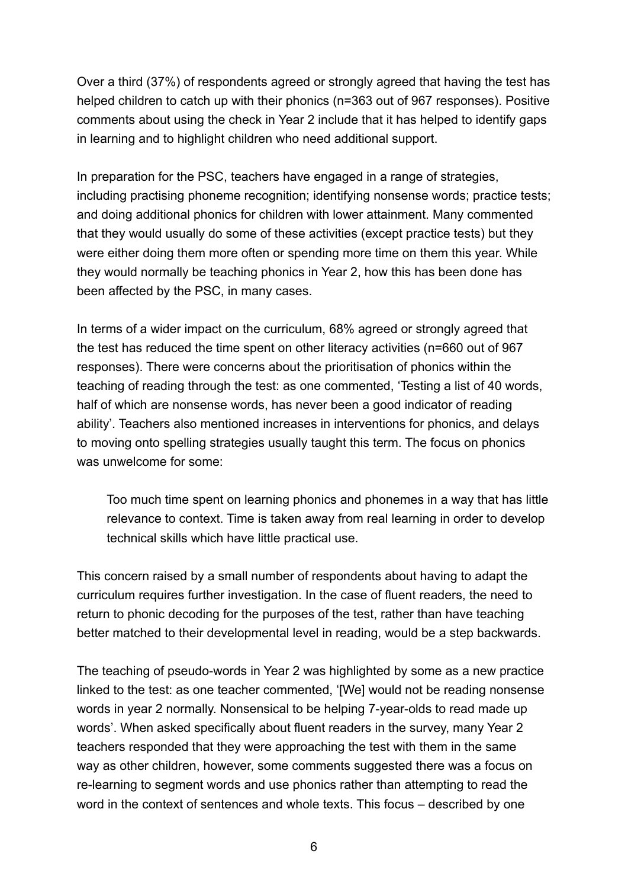Over a third (37%) of respondents agreed or strongly agreed that having the test has helped children to catch up with their phonics (n=363 out of 967 responses). Positive comments about using the check in Year 2 include that it has helped to identify gaps in learning and to highlight children who need additional support.

In preparation for the PSC, teachers have engaged in a range of strategies, including practising phoneme recognition; identifying nonsense words; practice tests; and doing additional phonics for children with lower attainment. Many commented that they would usually do some of these activities (except practice tests) but they were either doing them more often or spending more time on them this year. While they would normally be teaching phonics in Year 2, how this has been done has been affected by the PSC, in many cases.

In terms of a wider impact on the curriculum, 68% agreed or strongly agreed that the test has reduced the time spent on other literacy activities (n=660 out of 967 responses). There were concerns about the prioritisation of phonics within the teaching of reading through the test: as one commented, 'Testing a list of 40 words, half of which are nonsense words, has never been a good indicator of reading ability'. Teachers also mentioned increases in interventions for phonics, and delays to moving onto spelling strategies usually taught this term. The focus on phonics was unwelcome for some:

> Too much time spent on learning phonics and phonemes in a way that has little relevance to context. Time is taken away from real learning in order to develop technical skills which have little practical use.

This concern raised by a small number of respondents about having to adapt the curriculum requires further investigation. In the case of fluent readers, the need to return to phonic decoding for the purposes of the test, rather than have teaching better matched to their developmental level in reading, would be a step backwards.

The teaching of pseudo-words in Year 2 was highlighted by some as a new practice linked to the test: as one teacher commented, '[We] would not be reading nonsense words in year 2 normally. Nonsensical to be helping 7-year-olds to read made up words'. When asked specifically about fluent readers in the survey, many Year 2 teachers responded that they were approaching the test with them in the same way as other children, however, some comments suggested there was a focus on re-learning to segment words and use phonics rather than attempting to read the word in the context of sentences and whole texts. This focus – described by one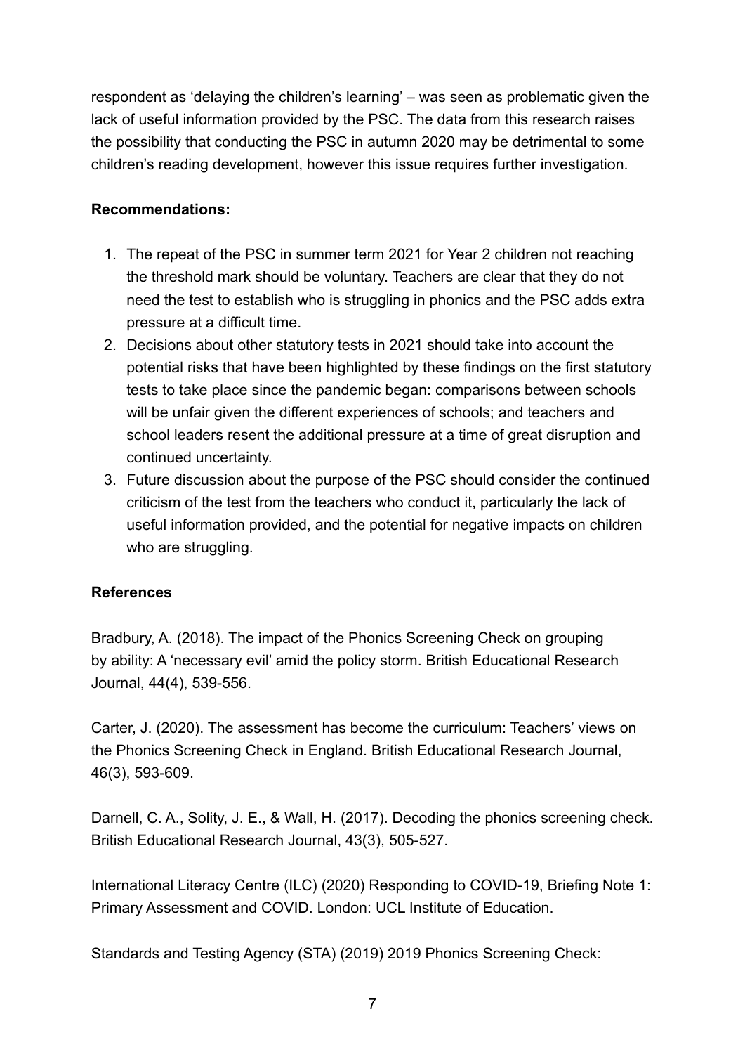respondent as 'delaying the children's learning' – was seen as problematic given the lack of useful information provided by the PSC. The data from this research raises the possibility that conducting the PSC in autumn 2020 may be detrimental to some children's reading development, however this issue requires further investigation.

**Recommendations:**

1. The repeat of the PSC in summer term 2021 for Year 2 children not reaching the threshold mark should be voluntary. Teachers are clear that they do not need the test to establish who is struggling in phonics and the PSC adds extra pressure at a difficult time.
2. Decisions about other statutory tests in 2021 should take into account the potential risks that have been highlighted by these findings on the first statutory tests to take place since the pandemic began: comparisons between schools will be unfair given the different experiences of schools; and teachers and school leaders resent the additional pressure at a time of great disruption and continued uncertainty.
3. Future discussion about the purpose of the PSC should consider the continued criticism of the test from the teachers who conduct it, particularly the lack of useful information provided, and the potential for negative impacts on children who are struggling.

**References**

Bradbury, A. (2018). The impact of the Phonics Screening Check on grouping by ability: A 'necessary evil' amid the policy storm. British Educational Research Journal, 44(4), 539-556.

Carter, J. (2020). The assessment has become the curriculum: Teachers' views on the Phonics Screening Check in England. British Educational Research Journal, 46(3), 593-609.

Darnell, C. A., Solity, J. E., & Wall, H. (2017). Decoding the phonics screening check. British Educational Research Journal, 43(3), 505-527.

International Literacy Centre (ILC) (2020) Responding to COVID-19, Briefing Note 1: Primary Assessment and COVID. London: UCL Institute of Education.

Standards and Testing Agency (STA) (2019) 2019 Phonics Screening Check: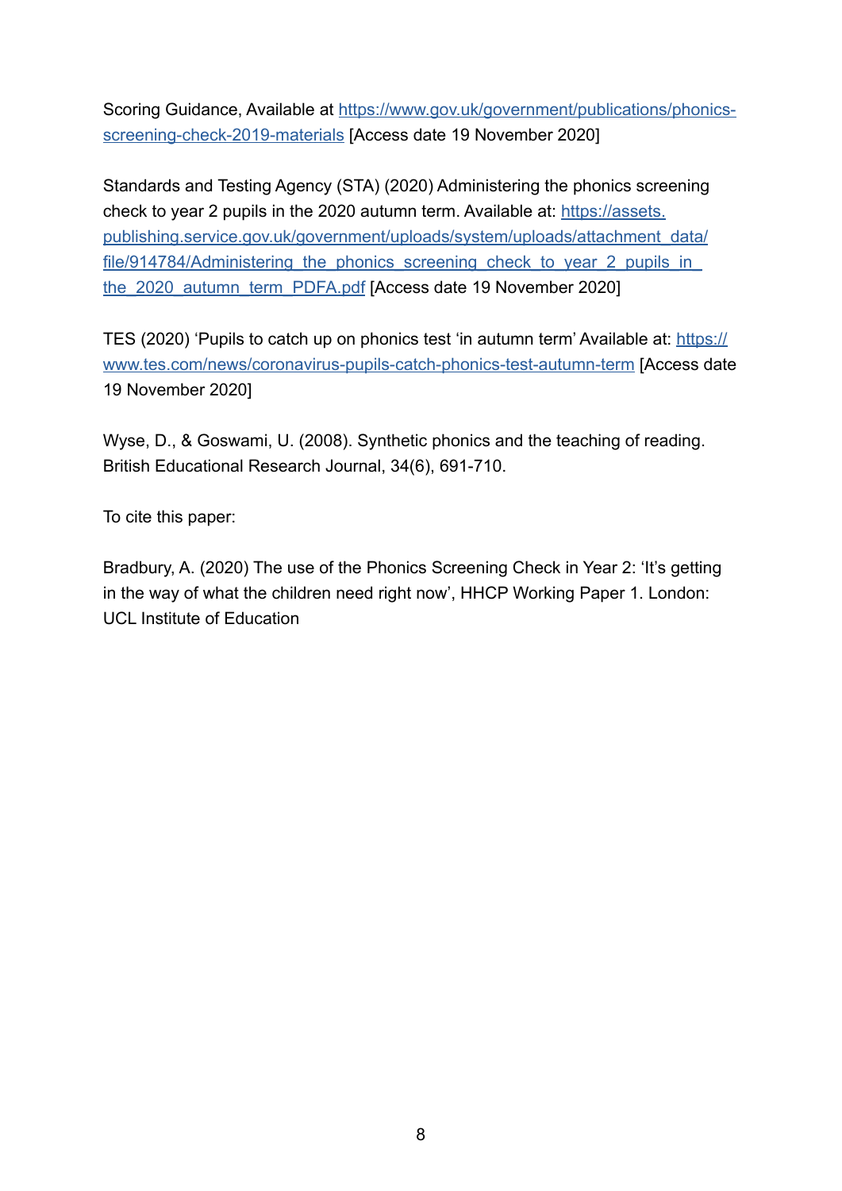Scoring Guidance, Available at https://www.gov.uk/government/publications/phonics-screening-check-2019-materials [Access date 19 November 2020]

Standards and Testing Agency (STA) (2020) Administering the phonics screening check to year 2 pupils in the 2020 autumn term. Available at: https://assets.publishing.service.gov.uk/government/uploads/system/uploads/attachment_data/file/914784/Administering_the_phonics_screening_check_to_year_2_pupils_in_the_2020_autumn_term_PDFA.pdf [Access date 19 November 2020]

TES (2020) 'Pupils to catch up on phonics test 'in autumn term' Available at: https://www.tes.com/news/coronavirus-pupils-catch-phonics-test-autumn-term [Access date 19 November 2020]

Wyse, D., & Goswami, U. (2008). Synthetic phonics and the teaching of reading. British Educational Research Journal, 34(6), 691-710.

To cite this paper:

Bradbury, A. (2020) The use of the Phonics Screening Check in Year 2: 'It's getting in the way of what the children need right now', HHCP Working Paper 1. London: UCL Institute of Education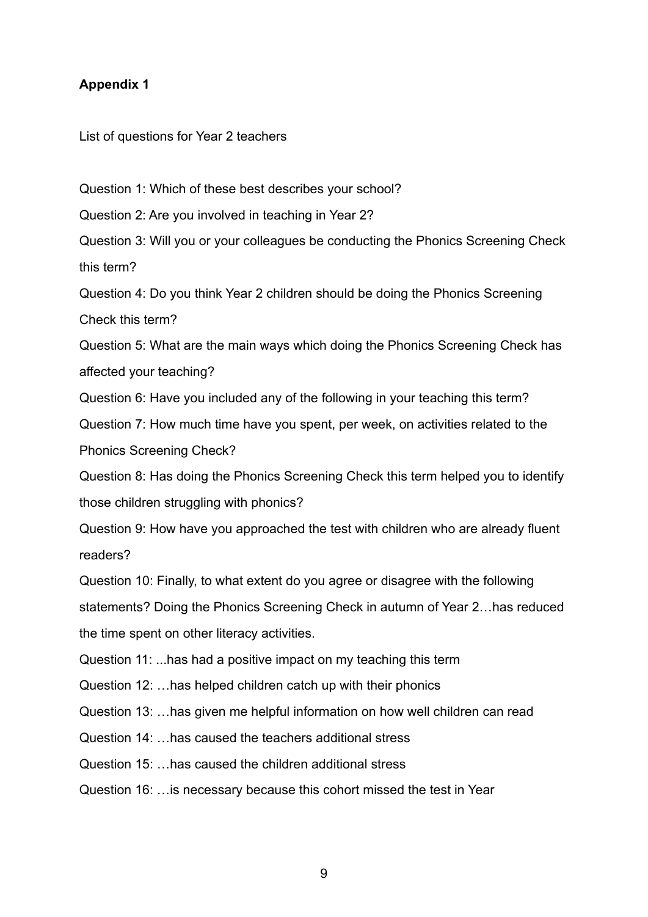**Appendix 1**

List of questions for Year 2 teachers

Question 1: Which of these best describes your school?

Question 2: Are you involved in teaching in Year 2?

Question 3: Will you or your colleagues be conducting the Phonics Screening Check this term?

Question 4: Do you think Year 2 children should be doing the Phonics Screening Check this term?

Question 5: What are the main ways which doing the Phonics Screening Check has affected your teaching?

Question 6: Have you included any of the following in your teaching this term?

Question 7: How much time have you spent, per week, on activities related to the Phonics Screening Check?

Question 8: Has doing the Phonics Screening Check this term helped you to identify those children struggling with phonics?

Question 9: How have you approached the test with children who are already fluent readers?

Question 10: Finally, to what extent do you agree or disagree with the following statements? Doing the Phonics Screening Check in autumn of Year 2…has reduced the time spent on other literacy activities.

Question 11: ...has had a positive impact on my teaching this term

Question 12: …has helped children catch up with their phonics

Question 13: …has given me helpful information on how well children can read

Question 14: …has caused the teachers additional stress

Question 15: …has caused the children additional stress

Question 16: …is necessary because this cohort missed the test in Year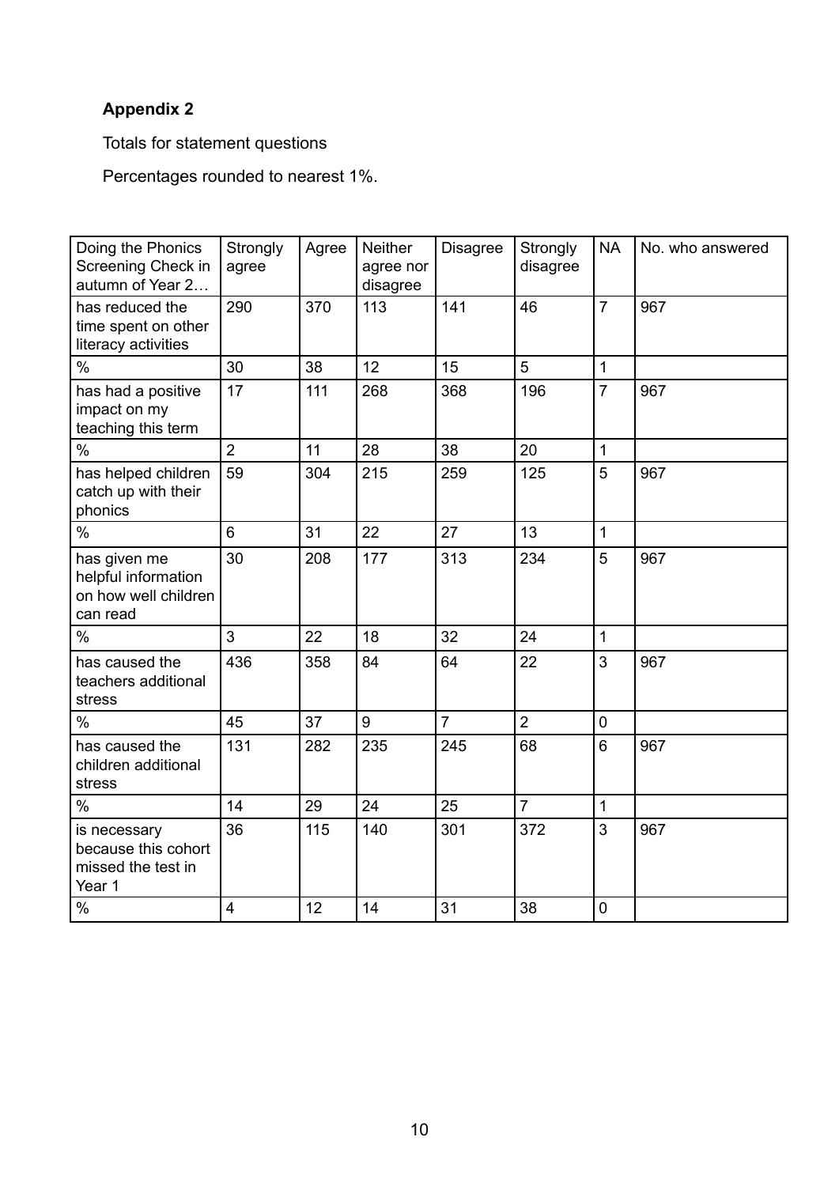**Appendix 2**

Totals for statement questions

Percentages rounded to nearest 1%.

| Doing the Phonics Screening Check in autumn of Year 2… | Strongly agree | Agree | Neither agree nor disagree | Disagree | Strongly disagree | NA | No. who answered |
|---|---|---|---|---|---|---|---|
| has reduced the time spent on other literacy activities | 290 | 370 | 113 | 141 | 46 | 7 | 967 |
| % | 30 | 38 | 12 | 15 | 5 | 1 | |
| has had a positive impact on my teaching this term | 17 | 111 | 268 | 368 | 196 | 7 | 967 |
| % | 2 | 11 | 28 | 38 | 20 | 1 | |
| has helped children catch up with their phonics | 59 | 304 | 215 | 259 | 125 | 5 | 967 |
| % | 6 | 31 | 22 | 27 | 13 | 1 | |
| has given me helpful information on how well children can read | 30 | 208 | 177 | 313 | 234 | 5 | 967 |
| % | 3 | 22 | 18 | 32 | 24 | 1 | |
| has caused the teachers additional stress | 436 | 358 | 84 | 64 | 22 | 3 | 967 |
| % | 45 | 37 | 9 | 7 | 2 | 0 | |
| has caused the children additional stress | 131 | 282 | 235 | 245 | 68 | 6 | 967 |
| % | 14 | 29 | 24 | 25 | 7 | 1 | |
| is necessary because this cohort missed the test in Year 1 | 36 | 115 | 140 | 301 | 372 | 3 | 967 |
| % | 4 | 12 | 14 | 31 | 38 | 0 | |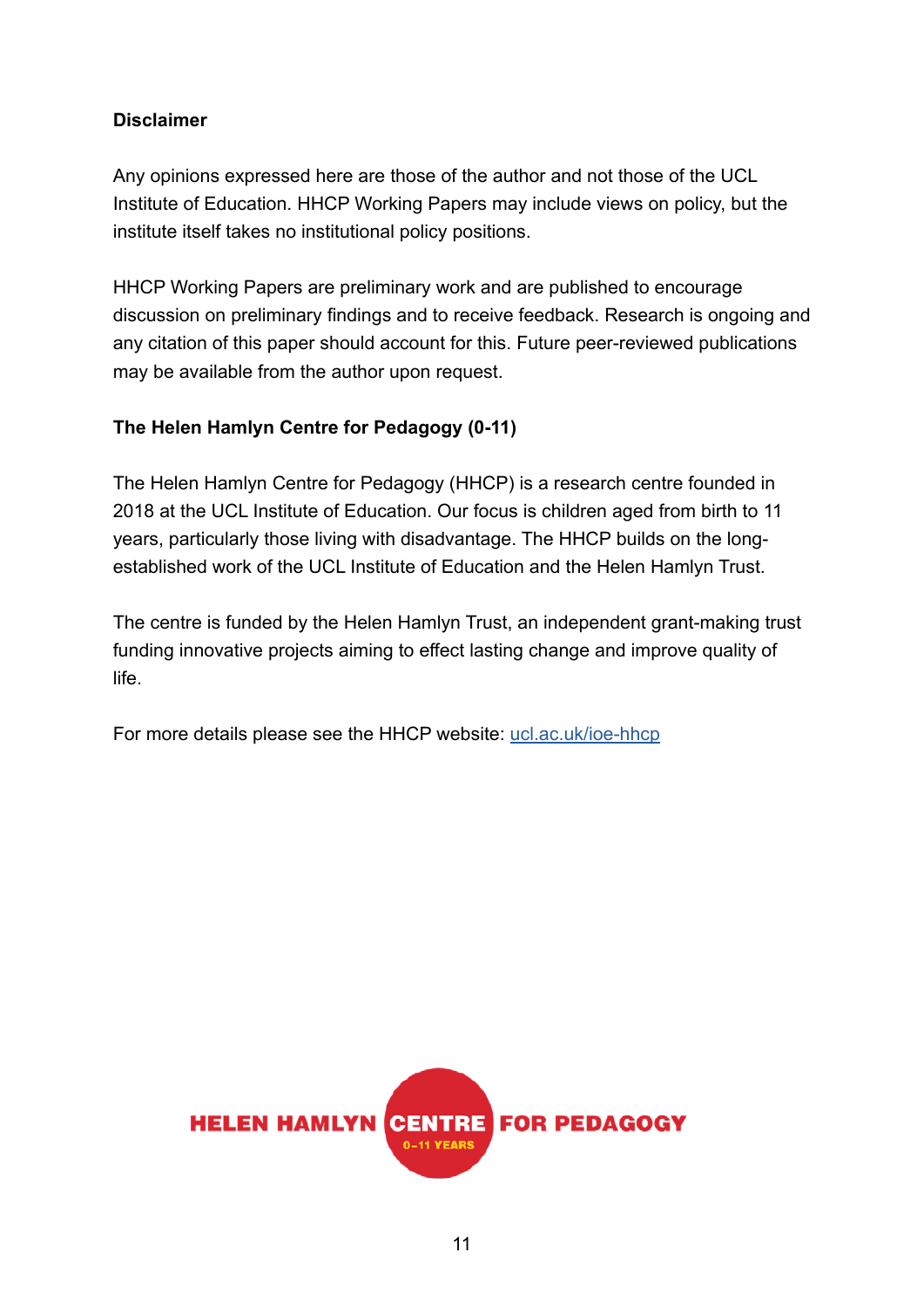**Disclaimer**

Any opinions expressed here are those of the author and not those of the UCL Institute of Education. HHCP Working Papers may include views on policy, but the institute itself takes no institutional policy positions.

HHCP Working Papers are preliminary work and are published to encourage discussion on preliminary findings and to receive feedback. Research is ongoing and any citation of this paper should account for this. Future peer-reviewed publications may be available from the author upon request.

**The Helen Hamlyn Centre for Pedagogy (0-11)**

The Helen Hamlyn Centre for Pedagogy (HHCP) is a research centre founded in 2018 at the UCL Institute of Education. Our focus is children aged from birth to 11 years, particularly those living with disadvantage. The HHCP builds on the long-established work of the UCL Institute of Education and the Helen Hamlyn Trust.

The centre is funded by the Helen Hamlyn Trust, an independent grant-making trust funding innovative projects aiming to effect lasting change and improve quality of life.

For more details please see the HHCP website: [ucl.ac.uk/ioe-hhcp](ucl.ac.uk/ioe-hhcp)

HELEN HAMLYN CENTRE FOR PEDAGOGY 0–11 YEARS